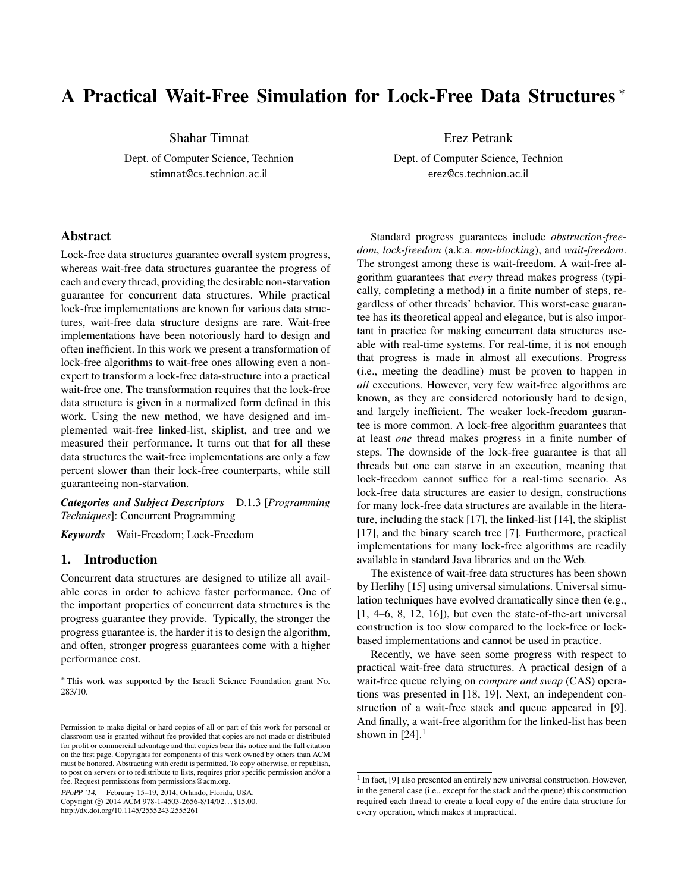# A Practical Wait-Free Simulation for Lock-Free Data Structures *

Shahar Timnat
Dept. of Computer Science, Technion
stimnat@cs.technion.ac.il

Erez Petrank
Dept. of Computer Science, Technion
erez@cs.technion.ac.il

## Abstract

Lock-free data structures guarantee overall system progress, whereas wait-free data structures guarantee the progress of each and every thread, providing the desirable non-starvation guarantee for concurrent data structures. While practical lock-free implementations are known for various data structures, wait-free data structure designs are rare. Wait-free implementations have been notoriously hard to design and often inefficient. In this work we present a transformation of lock-free algorithms to wait-free ones allowing even a non-expert to transform a lock-free data-structure into a practical wait-free one. The transformation requires that the lock-free data structure is given in a normalized form defined in this work. Using the new method, we have designed and implemented wait-free linked-list, skiplist, and tree and we measured their performance. It turns out that for all these data structures the wait-free implementations are only a few percent slower than their lock-free counterparts, while still guaranteeing non-starvation.

***Categories and Subject Descriptors*** D.1.3 [*Programming Techniques*]: Concurrent Programming

***Keywords*** Wait-Freedom; Lock-Freedom

## 1. Introduction

Concurrent data structures are designed to utilize all available cores in order to achieve faster performance. One of the important properties of concurrent data structures is the progress guarantee they provide. Typically, the stronger the progress guarantee is, the harder it is to design the algorithm, and often, stronger progress guarantees come with a higher performance cost.

Standard progress guarantees include *obstruction-freedom*, *lock-freedom* (a.k.a. *non-blocking*), and *wait-freedom*. The strongest among these is wait-freedom. A wait-free algorithm guarantees that *every* thread makes progress (typically, completing a method) in a finite number of steps, regardless of other threads' behavior. This worst-case guarantee has its theoretical appeal and elegance, but is also important in practice for making concurrent data structures useable with real-time systems. For real-time, it is not enough that progress is made in almost all executions. Progress (i.e., meeting the deadline) must be proven to happen in *all* executions. However, very few wait-free algorithms are known, as they are considered notoriously hard to design, and largely inefficient. The weaker lock-freedom guarantee is more common. A lock-free algorithm guarantees that at least *one* thread makes progress in a finite number of steps. The downside of the lock-free guarantee is that all threads but one can starve in an execution, meaning that lock-freedom cannot suffice for a real-time scenario. As lock-free data structures are easier to design, constructions for many lock-free data structures are available in the literature, including the stack [17], the linked-list [14], the skiplist [17], and the binary search tree [7]. Furthermore, practical implementations for many lock-free algorithms are readily available in standard Java libraries and on the Web.

The existence of wait-free data structures has been shown by Herlihy [15] using universal simulations. Universal simulation techniques have evolved dramatically since then (e.g., [1, 4–6, 8, 12, 16]), but even the state-of-the-art universal construction is too slow compared to the lock-free or lock-based implementations and cannot be used in practice.

Recently, we have seen some progress with respect to practical wait-free data structures. A practical design of a wait-free queue relying on *compare and swap* (CAS) operations was presented in [18, 19]. Next, an independent construction of a wait-free stack and queue appeared in [9]. And finally, a wait-free algorithm for the linked-list has been shown in [24].[1]

* This work was supported by the Israeli Science Foundation grant No. 283/10.

Permission to make digital or hard copies of all or part of this work for personal or classroom use is granted without fee provided that copies are not made or distributed for profit or commercial advantage and that copies bear this notice and the full citation on the first page. Copyrights for components of this work owned by others than ACM must be honored. Abstracting with credit is permitted. To copy otherwise, or republish, to post on servers or to redistribute to lists, requires prior specific permission and/or a fee. Request permissions from permissions@acm.org.

*PPoPP '14*, February 15–19, 2014, Orlando, Florida, USA.
Copyright © 2014 ACM 978-1-4503-2656-8/14/02...$15.00.
http://dx.doi.org/10.1145/2555243.2555261

[1] In fact, [9] also presented an entirely new universal construction. However, in the general case (i.e., except for the stack and the queue) this construction required each thread to create a local copy of the entire data structure for every operation, which makes it impractical.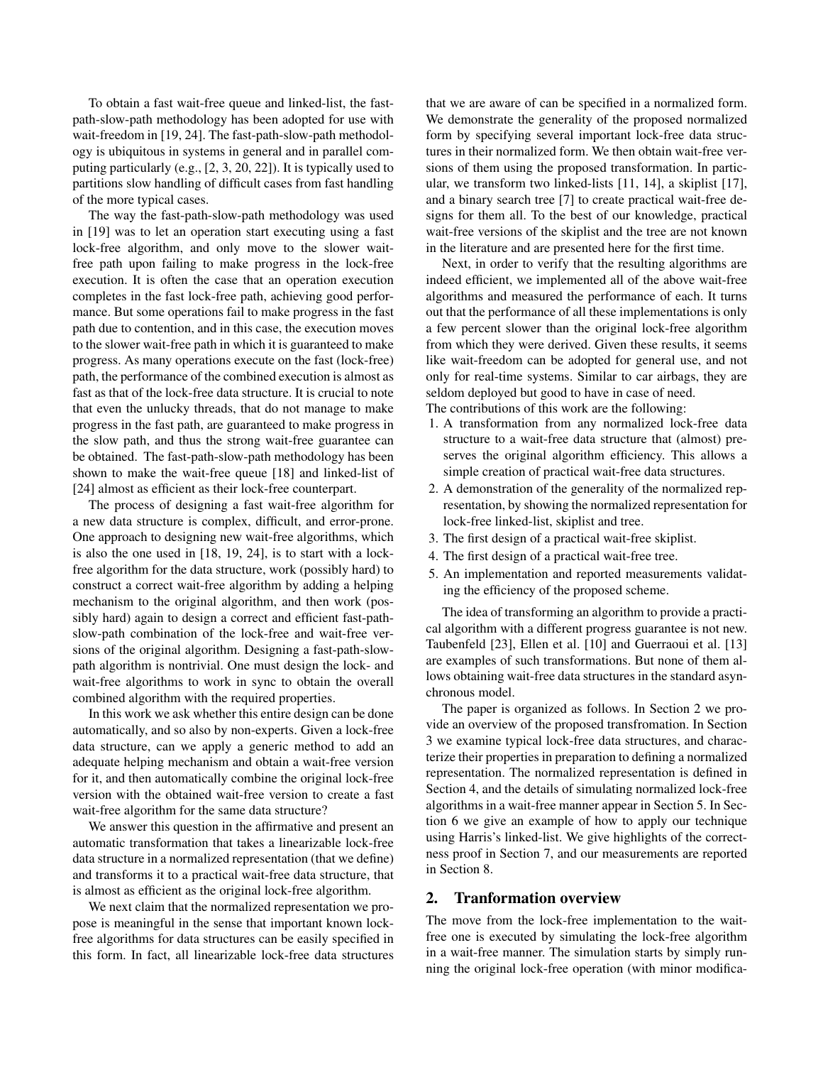To obtain a fast wait-free queue and linked-list, the fast-path-slow-path methodology has been adopted for use with wait-freedom in [19, 24]. The fast-path-slow-path methodology is ubiquitous in systems in general and in parallel computing particularly (e.g., [2, 3, 20, 22]). It is typically used to partitions slow handling of difficult cases from fast handling of the more typical cases.

The way the fast-path-slow-path methodology was used in [19] was to let an operation start executing using a fast lock-free algorithm, and only move to the slower wait-free path upon failing to make progress in the lock-free execution. It is often the case that an operation execution completes in the fast lock-free path, achieving good performance. But some operations fail to make progress in the fast path due to contention, and in this case, the execution moves to the slower wait-free path in which it is guaranteed to make progress. As many operations execute on the fast (lock-free) path, the performance of the combined execution is almost as fast as that of the lock-free data structure. It is crucial to note that even the unlucky threads, that do not manage to make progress in the fast path, are guaranteed to make progress in the slow path, and thus the strong wait-free guarantee can be obtained. The fast-path-slow-path methodology has been shown to make the wait-free queue [18] and linked-list of [24] almost as efficient as their lock-free counterpart.

The process of designing a fast wait-free algorithm for a new data structure is complex, difficult, and error-prone. One approach to designing new wait-free algorithms, which is also the one used in [18, 19, 24], is to start with a lock-free algorithm for the data structure, work (possibly hard) to construct a correct wait-free algorithm by adding a helping mechanism to the original algorithm, and then work (possibly hard) again to design a correct and efficient fast-path-slow-path combination of the lock-free and wait-free versions of the original algorithm. Designing a fast-path-slow-path algorithm is nontrivial. One must design the lock- and wait-free algorithms to work in sync to obtain the overall combined algorithm with the required properties.

In this work we ask whether this entire design can be done automatically, and so also by non-experts. Given a lock-free data structure, can we apply a generic method to add an adequate helping mechanism and obtain a wait-free version for it, and then automatically combine the original lock-free version with the obtained wait-free version to create a fast wait-free algorithm for the same data structure?

We answer this question in the affirmative and present an automatic transformation that takes a linearizable lock-free data structure in a normalized representation (that we define) and transforms it to a practical wait-free data structure, that is almost as efficient as the original lock-free algorithm.

We next claim that the normalized representation we propose is meaningful in the sense that important known lock-free algorithms for data structures can be easily specified in this form. In fact, all linearizable lock-free data structures that we are aware of can be specified in a normalized form. We demonstrate the generality of the proposed normalized form by specifying several important lock-free data structures in their normalized form. We then obtain wait-free versions of them using the proposed transformation. In particular, we transform two linked-lists [11, 14], a skiplist [17], and a binary search tree [7] to create practical wait-free designs for them all. To the best of our knowledge, practical wait-free versions of the skiplist and the tree are not known in the literature and are presented here for the first time.

Next, in order to verify that the resulting algorithms are indeed efficient, we implemented all of the above wait-free algorithms and measured the performance of each. It turns out that the performance of all these implementations is only a few percent slower than the original lock-free algorithm from which they were derived. Given these results, it seems like wait-freedom can be adopted for general use, and not only for real-time systems. Similar to car airbags, they are seldom deployed but good to have in case of need.

The contributions of this work are the following:

1. A transformation from any normalized lock-free data structure to a wait-free data structure that (almost) preserves the original algorithm efficiency. This allows a simple creation of practical wait-free data structures.
2. A demonstration of the generality of the normalized representation, by showing the normalized representation for lock-free linked-list, skiplist and tree.
3. The first design of a practical wait-free skiplist.
4. The first design of a practical wait-free tree.
5. An implementation and reported measurements validating the efficiency of the proposed scheme.

The idea of transforming an algorithm to provide a practical algorithm with a different progress guarantee is not new. Taubenfeld [23], Ellen et al. [10] and Guerraoui et al. [13] are examples of such transformations. But none of them allows obtaining wait-free data structures in the standard asynchronous model.

The paper is organized as follows. In Section 2 we provide an overview of the proposed transfromation. In Section 3 we examine typical lock-free data structures, and characterize their properties in preparation to defining a normalized representation. The normalized representation is defined in Section 4, and the details of simulating normalized lock-free algorithms in a wait-free manner appear in Section 5. In Section 6 we give an example of how to apply our technique using Harris's linked-list. We give highlights of the correctness proof in Section 7, and our measurements are reported in Section 8.

## 2. Tranformation overview

The move from the lock-free implementation to the wait-free one is executed by simulating the lock-free algorithm in a wait-free manner. The simulation starts by simply running the original lock-free operation (with minor modifica-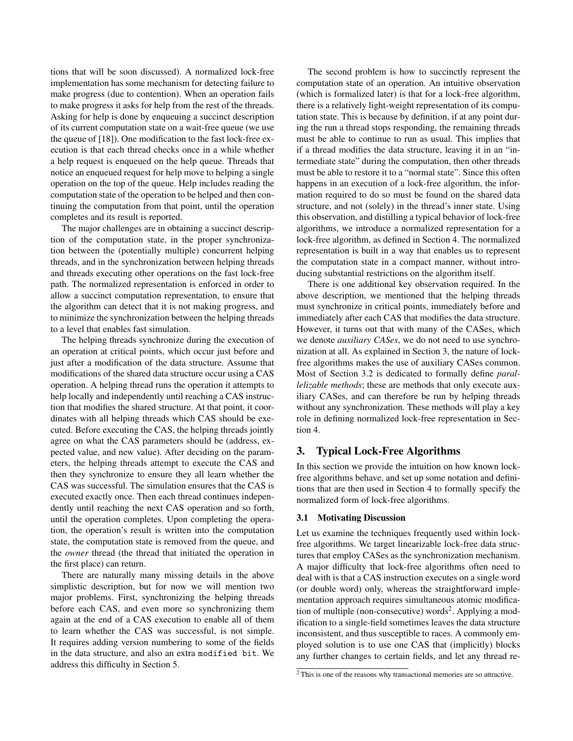tions that will be soon discussed). A normalized lock-free implementation has some mechanism for detecting failure to make progress (due to contention). When an operation fails to make progress it asks for help from the rest of the threads. Asking for help is done by enqueuing a succinct description of its current computation state on a wait-free queue (we use the queue of [18]). One modification to the fast lock-free execution is that each thread checks once in a while whether a help request is enqueued on the help queue. Threads that notice an enqueued request for help move to helping a single operation on the top of the queue. Help includes reading the computation state of the operation to be helped and then continuing the computation from that point, until the operation completes and its result is reported.

The major challenges are in obtaining a succinct description of the computation state, in the proper synchronization between the (potentially multiple) concurrent helping threads, and in the synchronization between helping threads and threads executing other operations on the fast lock-free path. The normalized representation is enforced in order to allow a succinct computation representation, to ensure that the algorithm can detect that it is not making progress, and to minimize the synchronization between the helping threads to a level that enables fast simulation.

The helping threads synchronize during the execution of an operation at critical points, which occur just before and just after a modification of the data structure. Assume that modifications of the shared data structure occur using a CAS operation. A helping thread runs the operation it attempts to help locally and independently until reaching a CAS instruction that modifies the shared structure. At that point, it coordinates with all helping threads which CAS should be executed. Before executing the CAS, the helping threads jointly agree on what the CAS parameters should be (address, expected value, and new value). After deciding on the parameters, the helping threads attempt to execute the CAS and then they synchronize to ensure they all learn whether the CAS was successful. The simulation ensures that the CAS is executed exactly once. Then each thread continues independently until reaching the next CAS operation and so forth, until the operation completes. Upon completing the operation, the operation's result is written into the computation state, the computation state is removed from the queue, and the *owner* thread (the thread that initiated the operation in the first place) can return.

There are naturally many missing details in the above simplistic description, but for now we will mention two major problems. First, synchronizing the helping threads before each CAS, and even more so synchronizing them again at the end of a CAS execution to enable all of them to learn whether the CAS was successful, is not simple. It requires adding version numbering to some of the fields in the data structure, and also an extra `modified bit`. We address this difficulty in Section 5.

The second problem is how to succinctly represent the computation state of an operation. An intuitive observation (which is formalized later) is that for a lock-free algorithm, there is a relatively light-weight representation of its computation state. This is because by definition, if at any point during the run a thread stops responding, the remaining threads must be able to continue to run as usual. This implies that if a thread modifies the data structure, leaving it in an "intermediate state" during the computation, then other threads must be able to restore it to a "normal state". Since this often happens in an execution of a lock-free algorithm, the information required to do so must be found on the shared data structure, and not (solely) in the thread's inner state. Using this observation, and distilling a typical behavior of lock-free algorithms, we introduce a normalized representation for a lock-free algorithm, as defined in Section 4. The normalized representation is built in a way that enables us to represent the computation state in a compact manner, without introducing substantial restrictions on the algorithm itself.

There is one additional key observation required. In the above description, we mentioned that the helping threads must synchronize in critical points, immediately before and immediately after each CAS that modifies the data structure. However, it turns out that with many of the CASes, which we denote *auxiliary CASes*, we do not need to use synchronization at all. As explained in Section 3, the nature of lock-free algorithms makes the use of auxiliary CASes common. Most of Section 3.2 is dedicated to formally define *parallelizable methods*; these are methods that only execute auxiliary CASes, and can therefore be run by helping threads without any synchronization. These methods will play a key role in defining normalized lock-free representation in Section 4.

## 3. Typical Lock-Free Algorithms

In this section we provide the intuition on how known lock-free algorithms behave, and set up some notation and definitions that are then used in Section 4 to formally specify the normalized form of lock-free algorithms.

### 3.1 Motivating Discussion

Let us examine the techniques frequently used within lock-free algorithms. We target linearizable lock-free data structures that employ CASes as the synchronization mechanism. A major difficulty that lock-free algorithms often need to deal with is that a CAS instruction executes on a single word (or double word) only, whereas the straightforward implementation approach requires simultaneous atomic modification of multiple (non-consecutive) words[2]. Applying a modification to a single-field sometimes leaves the data structure inconsistent, and thus susceptible to races. A commonly employed solution is to use one CAS that (implicitly) blocks any further changes to certain fields, and let any thread re-

[2] This is one of the reasons why transactional memories are so attractive.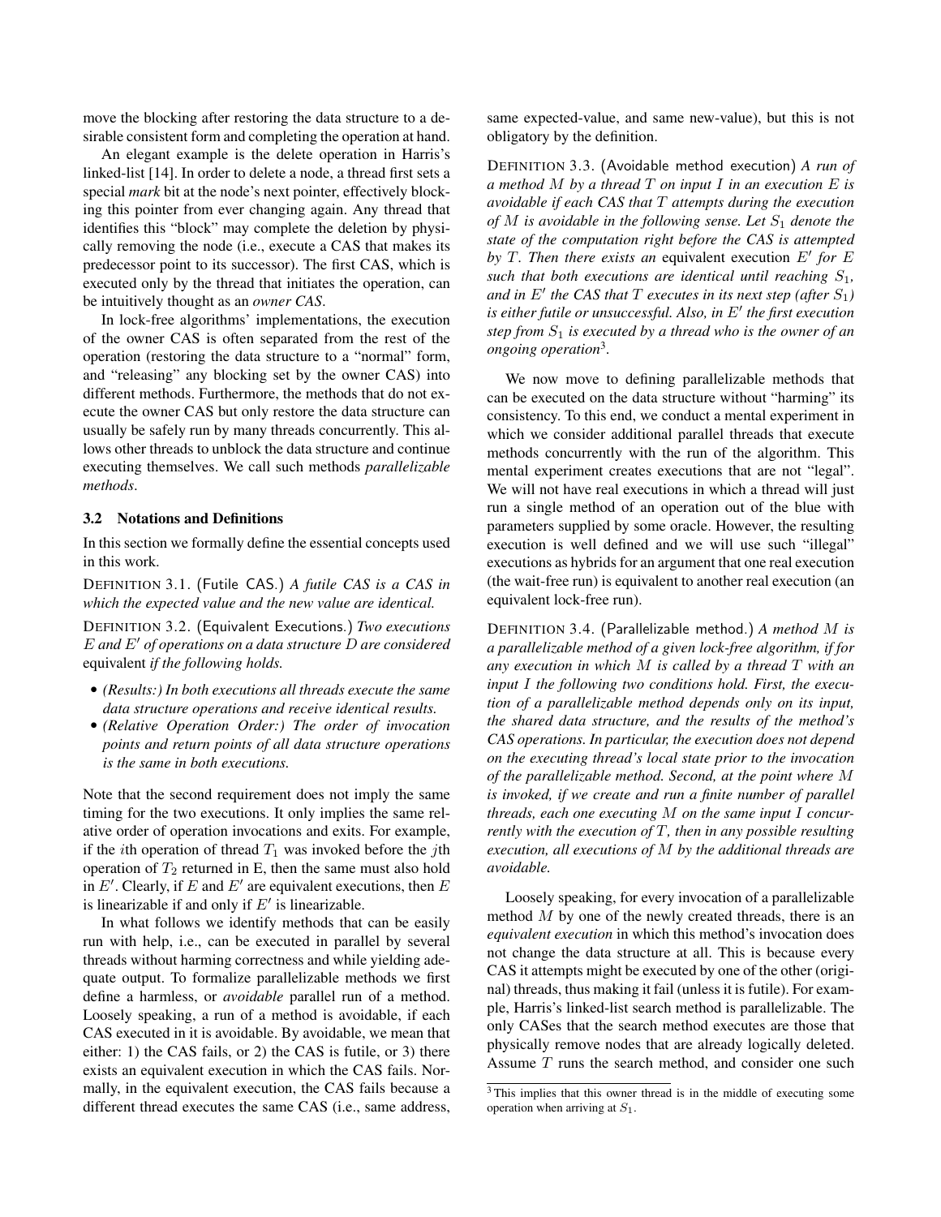move the blocking after restoring the data structure to a desirable consistent form and completing the operation at hand.

An elegant example is the delete operation in Harris's linked-list [14]. In order to delete a node, a thread first sets a special *mark* bit at the node's next pointer, effectively blocking this pointer from ever changing again. Any thread that identifies this "block" may complete the deletion by physically removing the node (i.e., execute a CAS that makes its predecessor point to its successor). The first CAS, which is executed only by the thread that initiates the operation, can be intuitively thought as an *owner CAS*.

In lock-free algorithms' implementations, the execution of the owner CAS is often separated from the rest of the operation (restoring the data structure to a "normal" form, and "releasing" any blocking set by the owner CAS) into different methods. Furthermore, the methods that do not execute the owner CAS but only restore the data structure can usually be safely run by many threads concurrently. This allows other threads to unblock the data structure and continue executing themselves. We call such methods *parallelizable methods*.

### 3.2 Notations and Definitions

In this section we formally define the essential concepts used in this work.

DEFINITION 3.1. (Futile CAS.) *A futile CAS is a CAS in which the expected value and the new value are identical.*

DEFINITION 3.2. (Equivalent Executions.) *Two executions $E$ and $E'$ of operations on a data structure $D$ are considered* equivalent *if the following holds.*

- *(Results:) In both executions all threads execute the same data structure operations and receive identical results.*
- *(Relative Operation Order:) The order of invocation points and return points of all data structure operations is the same in both executions.*

Note that the second requirement does not imply the same timing for the two executions. It only implies the same relative order of operation invocations and exits. For example, if the $i$th operation of thread $T_1$ was invoked before the $j$th operation of $T_2$ returned in E, then the same must also hold in $E'$. Clearly, if $E$ and $E'$ are equivalent executions, then $E$ is linearizable if and only if $E'$ is linearizable.

In what follows we identify methods that can be easily run with help, i.e., can be executed in parallel by several threads without harming correctness and while yielding adequate output. To formalize parallelizable methods we first define a harmless, or *avoidable* parallel run of a method. Loosely speaking, a run of a method is avoidable, if each CAS executed in it is avoidable. By avoidable, we mean that either: 1) the CAS fails, or 2) the CAS is futile, or 3) there exists an equivalent execution in which the CAS fails. Normally, in the equivalent execution, the CAS fails because a different thread executes the same CAS (i.e., same address, same expected-value, and same new-value), but this is not obligatory by the definition.

DEFINITION 3.3. (Avoidable method execution) *A run of a method $M$ by a thread $T$ on input $I$ in an execution $E$ is avoidable if each CAS that $T$ attempts during the execution of $M$ is avoidable in the following sense. Let $S_1$ denote the state of the computation right before the CAS is attempted by $T$. Then there exists an* equivalent execution *$E'$ for $E$ such that both executions are identical until reaching $S_1$, and in $E'$ the CAS that $T$ executes in its next step (after $S_1$) is either futile or unsuccessful. Also, in $E'$ the first execution step from $S_1$ is executed by a thread who is the owner of an ongoing operation*[3].

We now move to defining parallelizable methods that can be executed on the data structure without "harming" its consistency. To this end, we conduct a mental experiment in which we consider additional parallel threads that execute methods concurrently with the run of the algorithm. This mental experiment creates executions that are not "legal". We will not have real executions in which a thread will just run a single method of an operation out of the blue with parameters supplied by some oracle. However, the resulting execution is well defined and we will use such "illegal" executions as hybrids for an argument that one real execution (the wait-free run) is equivalent to another real execution (an equivalent lock-free run).

DEFINITION 3.4. (Parallelizable method.) *A method $M$ is a parallelizable method of a given lock-free algorithm, if for any execution in which $M$ is called by a thread $T$ with an input $I$ the following two conditions hold. First, the execution of a parallelizable method depends only on its input, the shared data structure, and the results of the method's CAS operations. In particular, the execution does not depend on the executing thread's local state prior to the invocation of the parallelizable method. Second, at the point where $M$ is invoked, if we create and run a finite number of parallel threads, each one executing $M$ on the same input $I$ concurrently with the execution of $T$, then in any possible resulting execution, all executions of $M$ by the additional threads are avoidable.*

Loosely speaking, for every invocation of a parallelizable method $M$ by one of the newly created threads, there is an *equivalent execution* in which this method's invocation does not change the data structure at all. This is because every CAS it attempts might be executed by one of the other (original) threads, thus making it fail (unless it is futile). For example, Harris's linked-list search method is parallelizable. The only CASes that the search method executes are those that physically remove nodes that are already logically deleted. Assume $T$ runs the search method, and consider one such

[3] This implies that this owner thread is in the middle of executing some operation when arriving at $S_1$.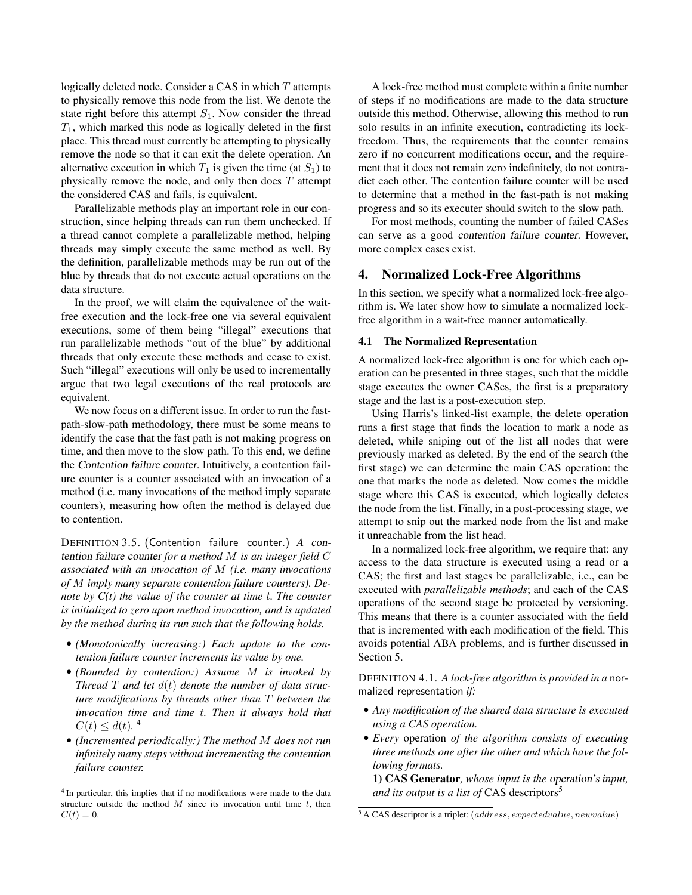logically deleted node. Consider a CAS in which $T$ attempts to physically remove this node from the list. We denote the state right before this attempt $S_1$. Now consider the thread $T_1$, which marked this node as logically deleted in the first place. This thread must currently be attempting to physically remove the node so that it can exit the delete operation. An alternative execution in which $T_1$ is given the time (at $S_1$) to physically remove the node, and only then does $T$ attempt the considered CAS and fails, is equivalent.

Parallelizable methods play an important role in our construction, since helping threads can run them unchecked. If a thread cannot complete a parallelizable method, helping threads may simply execute the same method as well. By the definition, parallelizable methods may be run out of the blue by threads that do not execute actual operations on the data structure.

In the proof, we will claim the equivalence of the wait-free execution and the lock-free one via several equivalent executions, some of them being "illegal" executions that run parallelizable methods "out of the blue" by additional threads that only execute these methods and cease to exist. Such "illegal" executions will only be used to incrementally argue that two legal executions of the real protocols are equivalent.

We now focus on a different issue. In order to run the fast-path-slow-path methodology, there must be some means to identify the case that the fast path is not making progress on time, and then move to the slow path. To this end, we define the *Contention failure counter*. Intuitively, a contention failure counter is a counter associated with an invocation of a method (i.e. many invocations of the method imply separate counters), measuring how often the method is delayed due to contention.

DEFINITION 3.5. (Contention failure counter.) *A contention failure counter for a method $M$ is an integer field $C$ associated with an invocation of $M$ (i.e. many invocations of $M$ imply many separate contention failure counters). Denote by $C(t)$ the value of the counter at time $t$. The counter is initialized to zero upon method invocation, and is updated by the method during its run such that the following holds.*

- *(Monotonically increasing:) Each update to the contention failure counter increments its value by one.*
- *(Bounded by contention:) Assume $M$ is invoked by Thread $T$ and let $d(t)$ denote the number of data structure modifications by threads other than $T$ between the invocation time and time $t$. Then it always hold that $C(t) \leq d(t)$.* [4]
- *(Incremented periodically:) The method $M$ does not run infinitely many steps without incrementing the contention failure counter.*

A lock-free method must complete within a finite number of steps if no modifications are made to the data structure outside this method. Otherwise, allowing this method to run solo results in an infinite execution, contradicting its lock-freedom. Thus, the requirements that the counter remains zero if no concurrent modifications occur, and the requirement that it does not remain zero indefinitely, do not contradict each other. The contention failure counter will be used to determine that a method in the fast-path is not making progress and so its executer should switch to the slow path.

For most methods, counting the number of failed CASes can serve as a good *contention failure counter*. However, more complex cases exist.

## 4. Normalized Lock-Free Algorithms

In this section, we specify what a normalized lock-free algorithm is. We later show how to simulate a normalized lock-free algorithm in a wait-free manner automatically.

### 4.1 The Normalized Representation

A normalized lock-free algorithm is one for which each operation can be presented in three stages, such that the middle stage executes the owner CASes, the first is a preparatory stage and the last is a post-execution step.

Using Harris's linked-list example, the delete operation runs a first stage that finds the location to mark a node as deleted, while sniping out of the list all nodes that were previously marked as deleted. By the end of the search (the first stage) we can determine the main CAS operation: the one that marks the node as deleted. Now comes the middle stage where this CAS is executed, which logically deletes the node from the list. Finally, in a post-processing stage, we attempt to snip out the marked node from the list and make it unreachable from the list head.

In a normalized lock-free algorithm, we require that: any access to the data structure is executed using a read or a CAS; the first and last stages be parallelizable, i.e., can be executed with *parallelizable methods*; and each of the CAS operations of the second stage be protected by versioning. This means that there is a counter associated with the field that is incremented with each modification of the field. This avoids potential ABA problems, and is further discussed in Section 5.

DEFINITION 4.1. *A lock-free algorithm is provided in a* normalized representation *if:*

- *Any modification of the shared data structure is executed using a CAS operation.*
- *Every* operation *of the algorithm consists of executing three methods one after the other and which have the following formats.*

  **1) CAS Generator***, whose input is the operation's input, and its output is a list of* CAS descriptors[5]

[4] In particular, this implies that if no modifications were made to the data structure outside the method $M$ since its invocation until time $t$, then $C(t) = 0$.

[5] A CAS descriptor is a triplet: $(address, expectedvalue, newvalue)$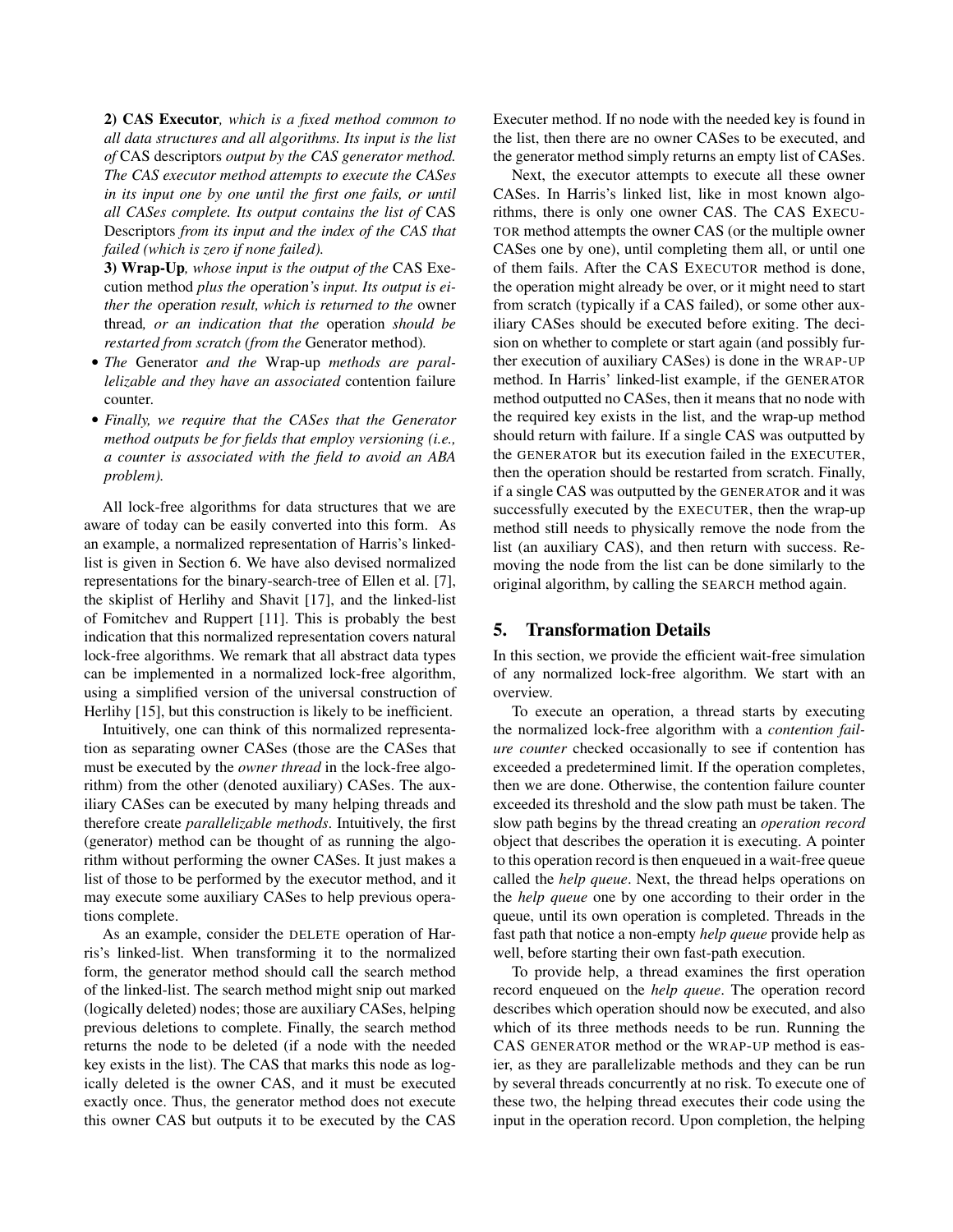**2) CAS Executor**, *which is a fixed method common to all data structures and all algorithms. Its input is the list of* CAS descriptors *output by the CAS generator method. The CAS executor method attempts to execute the CASes in its input one by one until the first one fails, or until all CASes complete. Its output contains the list of* CAS Descriptors *from its input and the index of the CAS that failed (which is zero if none failed).*

**3) Wrap-Up**, *whose input is the output of the* CAS Execution method *plus the* operation*'s input. Its output is either the* operation *result, which is returned to the* owner thread*, or an indication that the* operation *should be restarted from scratch (from the* Generator method*).*

- *The* Generator *and the* Wrap-up *methods are parallelizable and they have an associated* contention failure counter.
- *Finally, we require that the CASes that the Generator method outputs be for fields that employ versioning (i.e., a counter is associated with the field to avoid an ABA problem).*

All lock-free algorithms for data structures that we are aware of today can be easily converted into this form. As an example, a normalized representation of Harris's linked-list is given in Section 6. We have also devised normalized representations for the binary-search-tree of Ellen et al. [7], the skiplist of Herlihy and Shavit [17], and the linked-list of Fomitchev and Ruppert [11]. This is probably the best indication that this normalized representation covers natural lock-free algorithms. We remark that all abstract data types can be implemented in a normalized lock-free algorithm, using a simplified version of the universal construction of Herlihy [15], but this construction is likely to be inefficient.

Intuitively, one can think of this normalized representation as separating owner CASes (those are the CASes that must be executed by the *owner thread* in the lock-free algorithm) from the other (denoted auxiliary) CASes. The auxiliary CASes can be executed by many helping threads and therefore create *parallelizable methods*. Intuitively, the first (generator) method can be thought of as running the algorithm without performing the owner CASes. It just makes a list of those to be performed by the executor method, and it may execute some auxiliary CASes to help previous operations complete.

As an example, consider the DELETE operation of Harris's linked-list. When transforming it to the normalized form, the generator method should call the search method of the linked-list. The search method might snip out marked (logically deleted) nodes; those are auxiliary CASes, helping previous deletions to complete. Finally, the search method returns the node to be deleted (if a node with the needed key exists in the list). The CAS that marks this node as logically deleted is the owner CAS, and it must be executed exactly once. Thus, the generator method does not execute this owner CAS but outputs it to be executed by the CAS Executer method. If no node with the needed key is found in the list, then there are no owner CASes to be executed, and the generator method simply returns an empty list of CASes.

Next, the executor attempts to execute all these owner CASes. In Harris's linked list, like in most known algorithms, there is only one owner CAS. The CAS EXECUTOR method attempts the owner CAS (or the multiple owner CASes one by one), until completing them all, or until one of them fails. After the CAS EXECUTOR method is done, the operation might already be over, or it might need to start from scratch (typically if a CAS failed), or some other auxiliary CASes should be executed before exiting. The decision on whether to complete or start again (and possibly further execution of auxiliary CASes) is done in the WRAP-UP method. In Harris' linked-list example, if the GENERATOR method outputted no CASes, then it means that no node with the required key exists in the list, and the wrap-up method should return with failure. If a single CAS was outputted by the GENERATOR but its execution failed in the EXECUTER, then the operation should be restarted from scratch. Finally, if a single CAS was outputted by the GENERATOR and it was successfully executed by the EXECUTER, then the wrap-up method still needs to physically remove the node from the list (an auxiliary CAS), and then return with success. Removing the node from the list can be done similarly to the original algorithm, by calling the SEARCH method again.

## 5. Transformation Details

In this section, we provide the efficient wait-free simulation of any normalized lock-free algorithm. We start with an overview.

To execute an operation, a thread starts by executing the normalized lock-free algorithm with a *contention failure counter* checked occasionally to see if contention has exceeded a predetermined limit. If the operation completes, then we are done. Otherwise, the contention failure counter exceeded its threshold and the slow path must be taken. The slow path begins by the thread creating an *operation record* object that describes the operation it is executing. A pointer to this operation record is then enqueued in a wait-free queue called the *help queue*. Next, the thread helps operations on the *help queue* one by one according to their order in the queue, until its own operation is completed. Threads in the fast path that notice a non-empty *help queue* provide help as well, before starting their own fast-path execution.

To provide help, a thread examines the first operation record enqueued on the *help queue*. The operation record describes which operation should now be executed, and also which of its three methods needs to be run. Running the CAS GENERATOR method or the WRAP-UP method is easier, as they are parallelizable methods and they can be run by several threads concurrently at no risk. To execute one of these two, the helping thread executes their code using the input in the operation record. Upon completion, the helping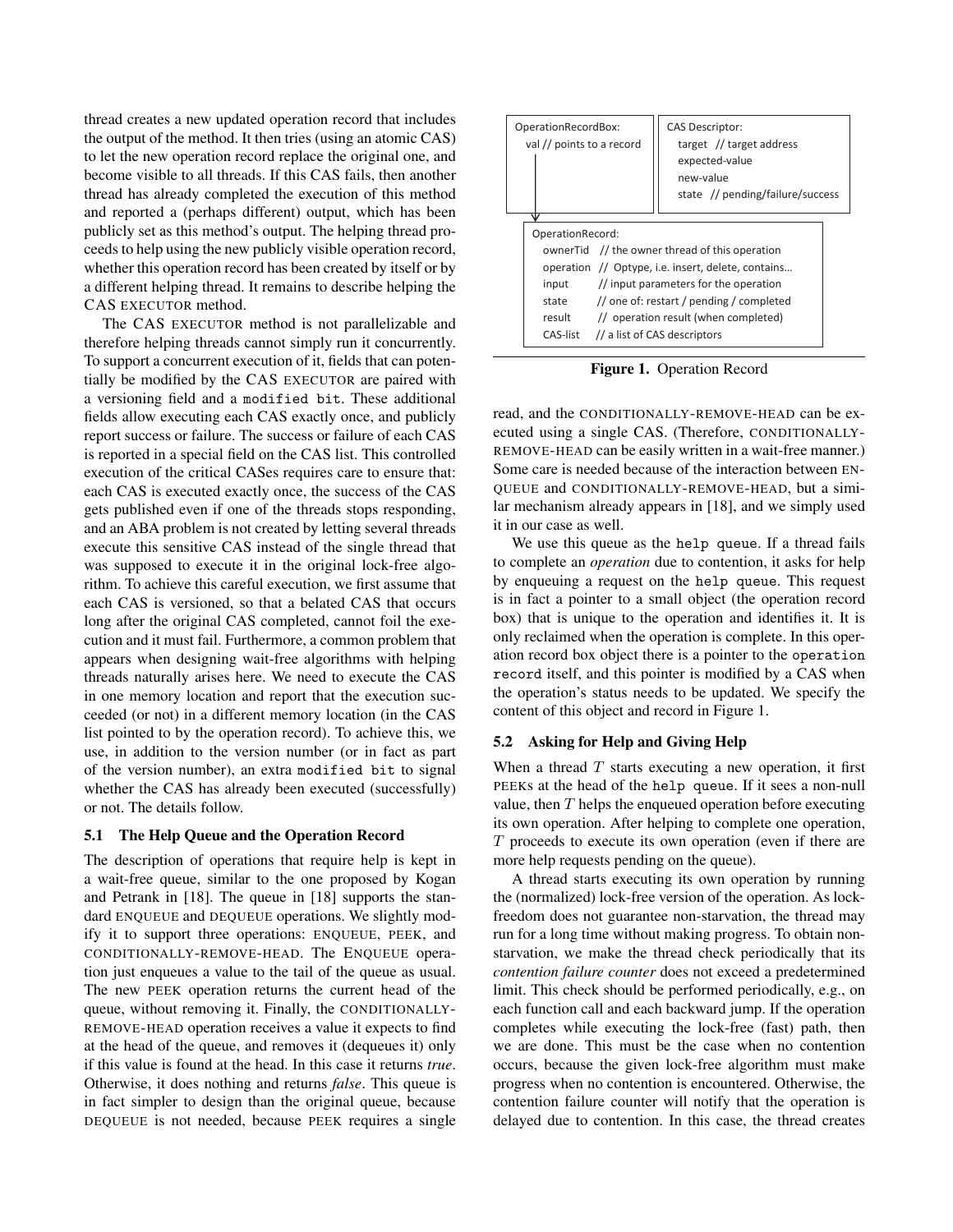thread creates a new updated operation record that includes the output of the method. It then tries (using an atomic CAS) to let the new operation record replace the original one, and become visible to all threads. If this CAS fails, then another thread has already completed the execution of this method and reported a (perhaps different) output, which has been publicly set as this method's output. The helping thread proceeds to help using the new publicly visible operation record, whether this operation record has been created by itself or by a different helping thread. It remains to describe helping the CAS EXECUTOR method.

The CAS EXECUTOR method is not parallelizable and therefore helping threads cannot simply run it concurrently. To support a concurrent execution of it, fields that can potentially be modified by the CAS EXECUTOR are paired with a versioning field and a `modified bit`. These additional fields allow executing each CAS exactly once, and publicly report success or failure. The success or failure of each CAS is reported in a special field on the CAS list. This controlled execution of the critical CASes requires care to ensure that: each CAS is executed exactly once, the success of the CAS gets published even if one of the threads stops responding, and an ABA problem is not created by letting several threads execute this sensitive CAS instead of the single thread that was supposed to execute it in the original lock-free algorithm. To achieve this careful execution, we first assume that each CAS is versioned, so that a belated CAS that occurs long after the original CAS completed, cannot foil the execution and it must fail. Furthermore, a common problem that appears when designing wait-free algorithms with helping threads naturally arises here. We need to execute the CAS in one memory location and report that the execution succeeded (or not) in a different memory location (in the CAS list pointed to by the operation record). To achieve this, we use, in addition to the version number (or in fact as part of the version number), an extra `modified bit` to signal whether the CAS has already been executed (successfully) or not. The details follow.

### 5.1 The Help Queue and the Operation Record

The description of operations that require help is kept in a wait-free queue, similar to the one proposed by Kogan and Petrank in [18]. The queue in [18] supports the standard ENQUEUE and DEQUEUE operations. We slightly modify it to support three operations: ENQUEUE, PEEK, and CONDITIONALLY-REMOVE-HEAD. The ENQUEUE operation just enqueues a value to the tail of the queue as usual. The new PEEK operation returns the current head of the queue, without removing it. Finally, the CONDITIONALLY-REMOVE-HEAD operation receives a value it expects to find at the head of the queue, and removes it (dequeues it) only if this value is found at the head. In this case it returns *true*. Otherwise, it does nothing and returns *false*. This queue is in fact simpler to design than the original queue, because DEQUEUE is not needed, because PEEK requires a single read, and the CONDITIONALLY-REMOVE-HEAD can be executed using a single CAS. (Therefore, CONDITIONALLY-REMOVE-HEAD can be easily written in a wait-free manner.) Some care is needed because of the interaction between ENQUEUE and CONDITIONALLY-REMOVE-HEAD, but a similar mechanism already appears in [18], and we simply used it in our case as well.

```
OperationRecordBox:
  val // points to a record

CAS Descriptor:
  target  // target address
  expected-value
  new-value
  state  // pending/failure/success

OperationRecord:
  ownerTid   // the owner thread of this operation
  operation  // Optype, i.e. insert, delete, contains…
  input      // input parameters for the operation
  state      // one of: restart / pending / completed
  result     // operation result (when completed)
  CAS-list   // a list of CAS descriptors
```

**Figure 1.** Operation Record

We use this queue as the `help queue`. If a thread fails to complete an *operation* due to contention, it asks for help by enqueuing a request on the `help queue`. This request is in fact a pointer to a small object (the operation record box) that is unique to the operation and identifies it. It is only reclaimed when the operation is complete. In this operation record box object there is a pointer to the `operation record` itself, and this pointer is modified by a CAS when the operation's status needs to be updated. We specify the content of this object and record in Figure 1.

### 5.2 Asking for Help and Giving Help

When a thread $T$ starts executing a new operation, it first PEEKs at the head of the `help queue`. If it sees a non-null value, then $T$ helps the enqueued operation before executing its own operation. After helping to complete one operation, $T$ proceeds to execute its own operation (even if there are more help requests pending on the queue).

A thread starts executing its own operation by running the (normalized) lock-free version of the operation. As lock-freedom does not guarantee non-starvation, the thread may run for a long time without making progress. To obtain non-starvation, we make the thread check periodically that its *contention failure counter* does not exceed a predetermined limit. This check should be performed periodically, e.g., on each function call and each backward jump. If the operation completes while executing the lock-free (fast) path, then we are done. This must be the case when no contention occurs, because the given lock-free algorithm must make progress when no contention is encountered. Otherwise, the contention failure counter will notify that the operation is delayed due to contention. In this case, the thread creates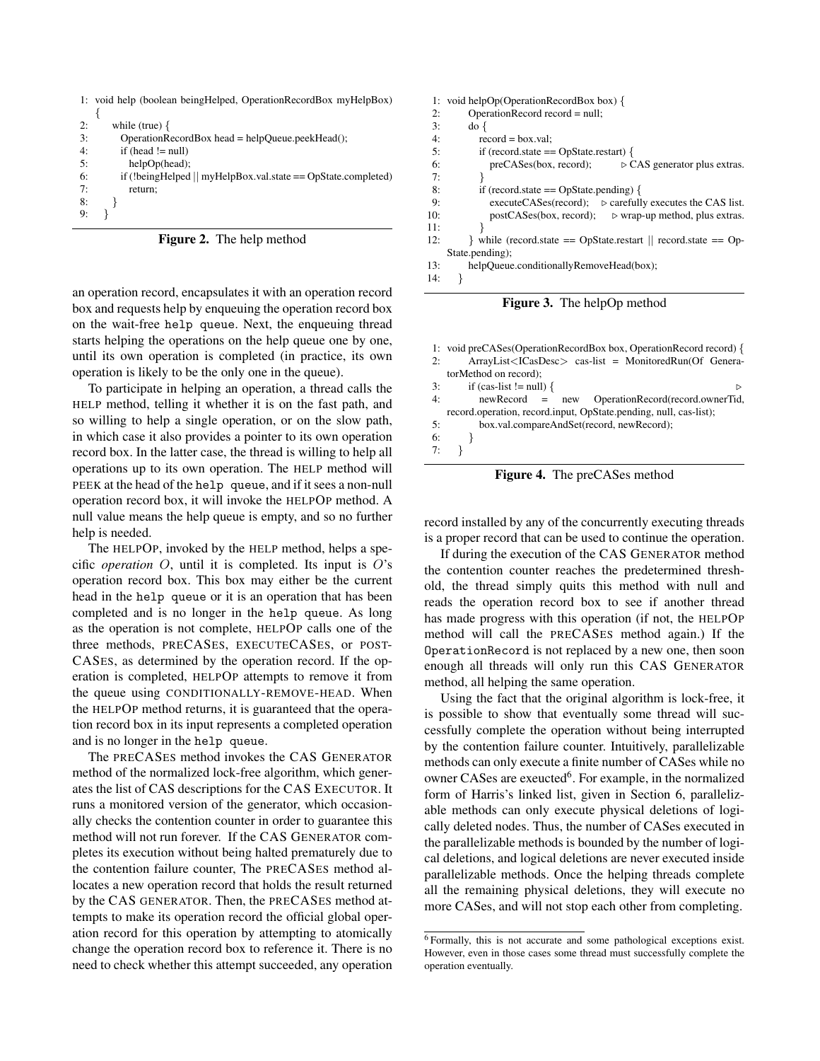```
1: void help (boolean beingHelped, OperationRecordBox myHelpBox)
   {
2:     while (true) {
3:         OperationRecordBox head = helpQueue.peekHead();
4:         if (head != null)
5:             helpOp(head);
6:         if (!beingHelped || myHelpBox.val.state == OpState.completed)
7:             return;
8:     }
9: }
```

**Figure 2.** The help method

an operation record, encapsulates it with an operation record box and requests help by enqueuing the operation record box on the wait-free `help queue`. Next, the enqueuing thread starts helping the operations on the help queue one by one, until its own operation is completed (in practice, its own operation is likely to be the only one in the queue).

To participate in helping an operation, a thread calls the HELP method, telling it whether it is on the fast path, and so willing to help a single operation, or on the slow path, in which case it also provides a pointer to its own operation record box. In the latter case, the thread is willing to help all operations up to its own operation. The HELP method will PEEK at the head of the `help queue`, and if it sees a non-null operation record box, it will invoke the HELPOP method. A null value means the help queue is empty, and so no further help is needed.

The HELPOP, invoked by the HELP method, helps a specific *operation* $O$, until it is completed. Its input is $O$'s operation record box. This box may either be the current head in the `help queue` or it is an operation that has been completed and is no longer in the `help queue`. As long as the operation is not complete, HELPOP calls one of the three methods, PRECASES, EXECUTECASES, or POSTCASES, as determined by the operation record. If the operation is completed, HELPOP attempts to remove it from the queue using CONDITIONALLY-REMOVE-HEAD. When the HELPOP method returns, it is guaranteed that the operation record box in its input represents a completed operation and is no longer in the `help queue`.

The PRECASES method invokes the CAS GENERATOR method of the normalized lock-free algorithm, which generates the list of CAS descriptions for the CAS EXECUTOR. It runs a monitored version of the generator, which occasionally checks the contention counter in order to guarantee this method will not run forever. If the CAS GENERATOR completes its execution without being halted prematurely due to the contention failure counter, The PRECASES method allocates a new operation record that holds the result returned by the CAS GENERATOR. Then, the PRECASES method attempts to make its operation record the official global operation record for this operation by attempting to atomically change the operation record box to reference it. There is no need to check whether this attempt succeeded, any operation

```
1: void helpOp(OperationRecordBox box) {
2:     OperationRecord record = null;
3:     do {
4:         record = box.val;
5:         if (record.state == OpState.restart) {
6:             preCASes(box, record);        ▷ CAS generator plus extras.
7:         }
8:         if (record.state == OpState.pending) {
9:             executeCASes(record);    ▷ carefully executes the CAS list.
10:            postCASes(box, record);     ▷ wrap-up method, plus extras.
11:        }
12:    } while (record.state == OpState.restart || record.state == OpState.pending);
13:    helpQueue.conditionallyRemoveHead(box);
14: }
```

**Figure 3.** The helpOp method

```
1: void preCASes(OperationRecordBox box, OperationRecord record) {
2:     ArrayList<ICasDesc> cas-list = MonitoredRun(Of GeneratorMethod on record);
3:     if (cas-list != null) {                                              ▷
4:         newRecord = new OperationRecord(record.ownerTid, record.operation, record.input, OpState.pending, null, cas-list);
5:         box.val.compareAndSet(record, newRecord);
6:     }
7: }
```

**Figure 4.** The preCASes method

record installed by any of the concurrently executing threads is a proper record that can be used to continue the operation.

If during the execution of the CAS GENERATOR method the contention counter reaches the predetermined threshold, the thread simply quits this method with null and reads the operation record box to see if another thread has made progress with this operation (if not, the HELPOP method will call the PRECASES method again.) If the `OperationRecord` is not replaced by a new one, then soon enough all threads will only run this CAS GENERATOR method, all helping the same operation.

Using the fact that the original algorithm is lock-free, it is possible to show that eventually some thread will successfully complete the operation without being interrupted by the contention failure counter. Intuitively, parallelizable methods can only execute a finite number of CASes while no owner CASes are exeucted[6]. For example, in the normalized form of Harris's linked list, given in Section 6, parallelizable methods can only execute physical deletions of logically deleted nodes. Thus, the number of CASes executed in the parallelizable methods is bounded by the number of logical deletions, and logical deletions are never executed inside parallelizable methods. Once the helping threads complete all the remaining physical deletions, they will execute no more CASes, and will not stop each other from completing.

[6] Formally, this is not accurate and some pathological exceptions exist. However, even in those cases some thread must successfully complete the operation eventually.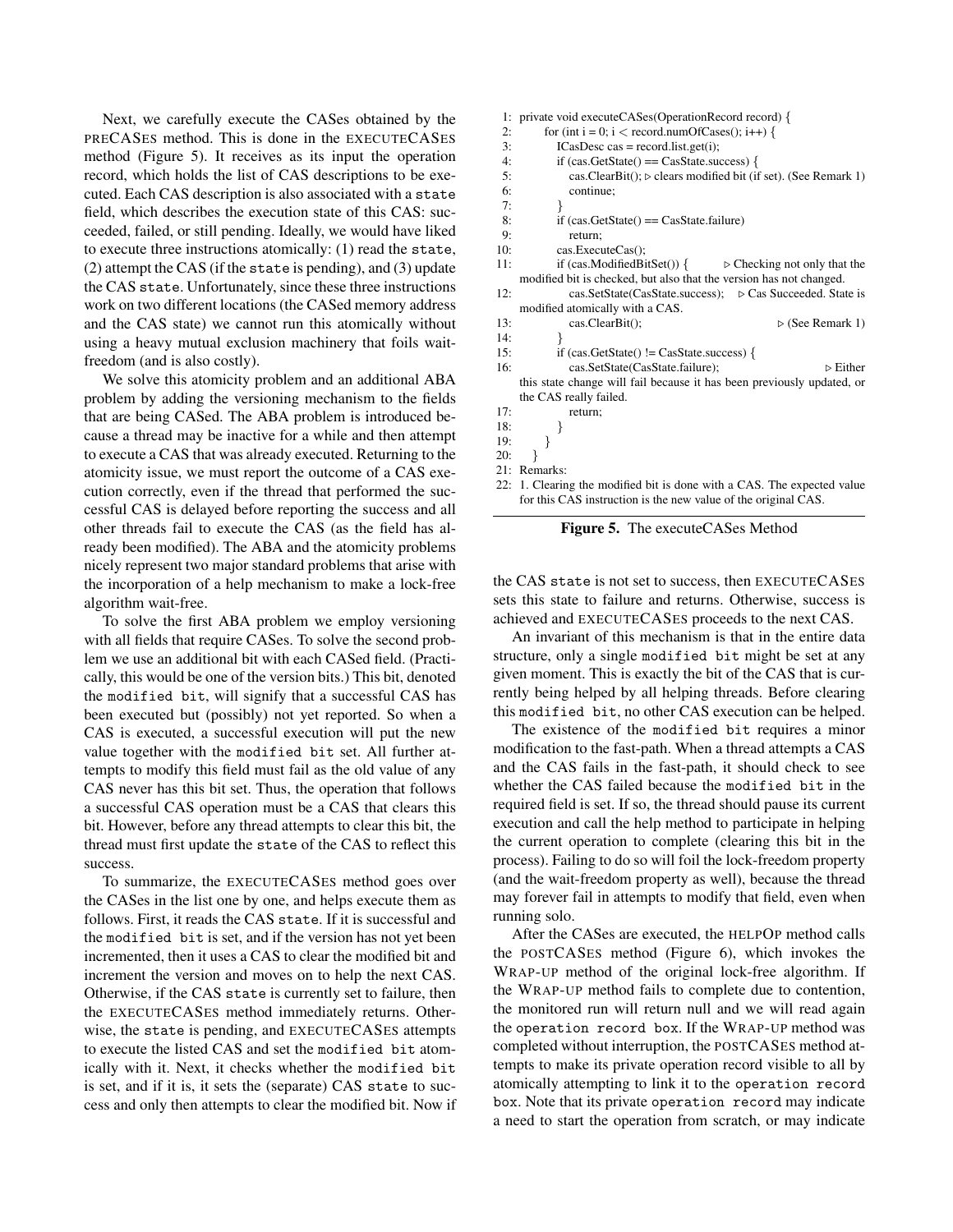Next, we carefully execute the CASes obtained by the PRECASES method. This is done in the EXECUTECASES method (Figure 5). It receives as its input the operation record, which holds the list of CAS descriptions to be executed. Each CAS description is also associated with a `state` field, which describes the execution state of this CAS: succeeded, failed, or still pending. Ideally, we would have liked to execute three instructions atomically: (1) read the `state`, (2) attempt the CAS (if the `state` is pending), and (3) update the CAS `state`. Unfortunately, since these three instructions work on two different locations (the CASed memory address and the CAS state) we cannot run this atomically without using a heavy mutual exclusion machinery that foils wait-freedom (and is also costly).

We solve this atomicity problem and an additional ABA problem by adding the versioning mechanism to the fields that are being CASed. The ABA problem is introduced because a thread may be inactive for a while and then attempt to execute a CAS that was already executed. Returning to the atomicity issue, we must report the outcome of a CAS execution correctly, even if the thread that performed the successful CAS is delayed before reporting the success and all other threads fail to execute the CAS (as the field has already been modified). The ABA and the atomicity problems nicely represent two major standard problems that arise with the incorporation of a help mechanism to make a lock-free algorithm wait-free.

To solve the first ABA problem we employ versioning with all fields that require CASes. To solve the second problem we use an additional bit with each CASed field. (Practically, this would be one of the version bits.) This bit, denoted the `modified bit`, will signify that a successful CAS has been executed but (possibly) not yet reported. So when a CAS is executed, a successful execution will put the new value together with the `modified bit` set. All further attempts to modify this field must fail as the old value of any CAS never has this bit set. Thus, the operation that follows a successful CAS operation must be a CAS that clears this bit. However, before any thread attempts to clear this bit, the thread must first update the `state` of the CAS to reflect this success.

To summarize, the EXECUTECASES method goes over the CASes in the list one by one, and helps execute them as follows. First, it reads the CAS `state`. If it is successful and the `modified bit` is set, and if the version has not yet been incremented, then it uses a CAS to clear the modified bit and increment the version and moves on to help the next CAS. Otherwise, if the CAS `state` is currently set to failure, then the EXECUTECASES method immediately returns. Otherwise, the `state` is pending, and EXECUTECASES attempts to execute the listed CAS and set the `modified bit` atomically with it. Next, it checks whether the `modified bit` is set, and if it is, it sets the (separate) CAS `state` to success and only then attempts to clear the modified bit. Now if the CAS `state` is not set to success, then EXECUTECASES sets this state to failure and returns. Otherwise, success is achieved and EXECUTECASES proceeds to the next CAS.

```
1:  private void executeCASes(OperationRecord record) {
2:      for (int i = 0; i < record.numOfCases(); i++) {
3:          ICasDesc cas = record.list.get(i);
4:          if (cas.GetState() == CasState.success) {
5:              cas.ClearBit(); ▷ clears modified bit (if set). (See Remark 1)
6:              continue;
7:          }
8:          if (cas.GetState() == CasState.failure)
9:              return;
10:         cas.ExecuteCas();
11:         if (cas.ModifiedBitSet()) {        ▷ Checking not only that the
            modified bit is checked, but also that the version has not changed.
12:             cas.SetState(CasState.success);   ▷ Cas Succeeded. State is
            modified atomically with a CAS.
13:             cas.ClearBit();                        ▷ (See Remark 1)
14:         }
15:         if (cas.GetState() != CasState.success) {
16:             cas.SetState(CasState.failure);                  ▷ Either
            this state change will fail because it has been previously updated, or
            the CAS really failed.
17:             return;
18:         }
19:     }
20: }
21: Remarks:
22: 1. Clearing the modified bit is done with a CAS. The expected value
    for this CAS instruction is the new value of the original CAS.
```

**Figure 5.** The executeCASes Method

An invariant of this mechanism is that in the entire data structure, only a single `modified bit` might be set at any given moment. This is exactly the bit of the CAS that is currently being helped by all helping threads. Before clearing this `modified bit`, no other CAS execution can be helped.

The existence of the `modified bit` requires a minor modification to the fast-path. When a thread attempts a CAS and the CAS fails in the fast-path, it should check to see whether the CAS failed because the `modified bit` in the required field is set. If so, the thread should pause its current execution and call the help method to participate in helping the current operation to complete (clearing this bit in the process). Failing to do so will foil the lock-freedom property (and the wait-freedom property as well), because the thread may forever fail in attempts to modify that field, even when running solo.

After the CASes are executed, the HELPOP method calls the POSTCASES method (Figure 6), which invokes the WRAP-UP method of the original lock-free algorithm. If the WRAP-UP method fails to complete due to contention, the monitored run will return null and we will read again the `operation record box`. If the WRAP-UP method was completed without interruption, the POSTCASES method attempts to make its private operation record visible to all by atomically attempting to link it to the `operation record box`. Note that its private `operation record` may indicate a need to start the operation from scratch, or may indicate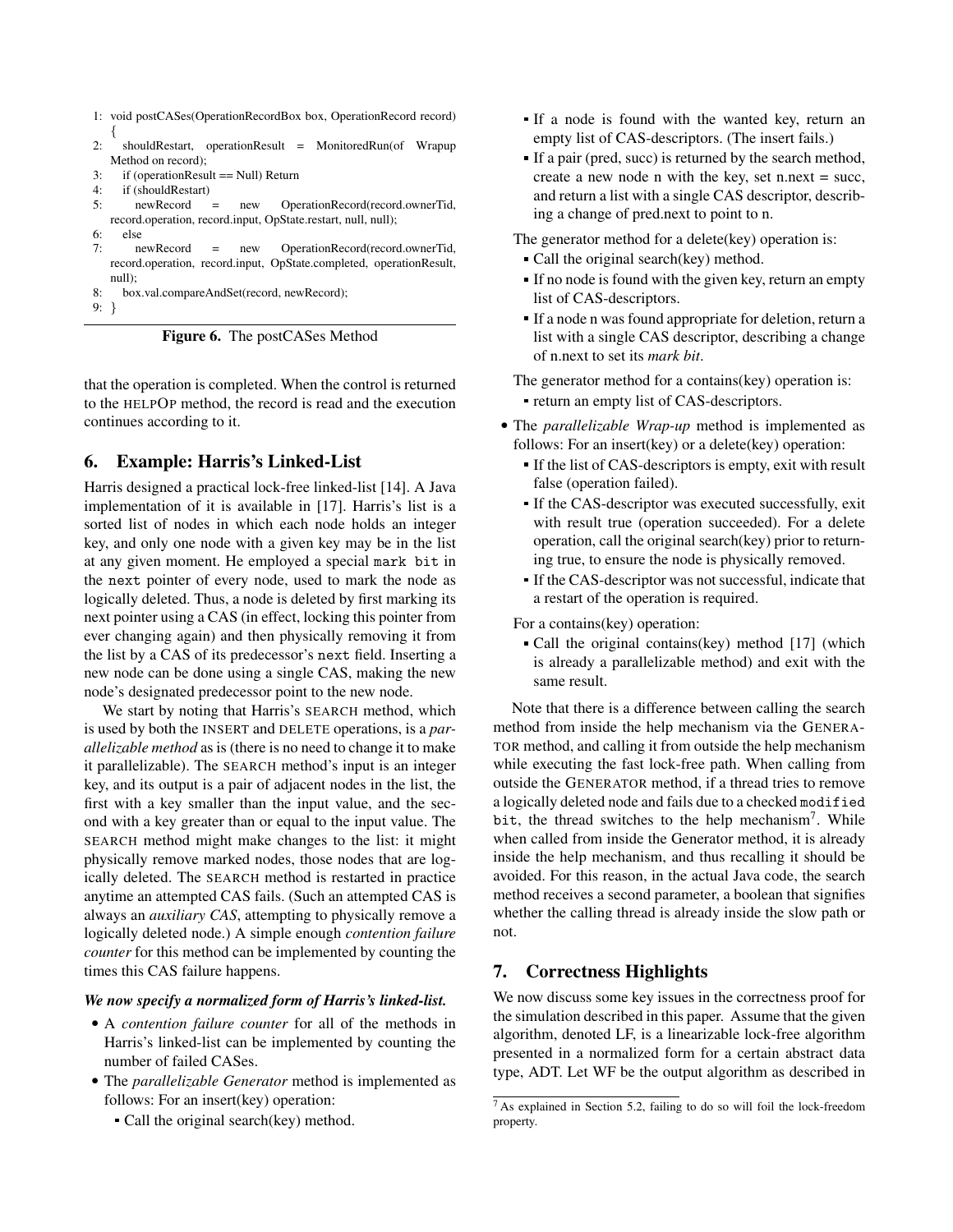```
1: void postCASes(OperationRecordBox box, OperationRecord record)
   {
2:   shouldRestart, operationResult = MonitoredRun(of Wrapup
     Method on record);
3:   if (operationResult == Null) Return
4:   if (shouldRestart)
5:     newRecord = new OperationRecord(record.ownerTid,
       record.operation, record.input, OpState.restart, null, null);
6:   else
7:     newRecord = new OperationRecord(record.ownerTid,
       record.operation, record.input, OpState.completed, operationResult,
       null);
8:   box.val.compareAndSet(record, newRecord);
9: }
```

**Figure 6.** The postCASes Method

that the operation is completed. When the control is returned to the HELPOP method, the record is read and the execution continues according to it.

## 6. Example: Harris's Linked-List

Harris designed a practical lock-free linked-list [14]. A Java implementation of it is available in [17]. Harris's list is a sorted list of nodes in which each node holds an integer key, and only one node with a given key may be in the list at any given moment. He employed a special `mark bit` in the `next` pointer of every node, used to mark the node as logically deleted. Thus, a node is deleted by first marking its next pointer using a CAS (in effect, locking this pointer from ever changing again) and then physically removing it from the list by a CAS of its predecessor's `next` field. Inserting a new node can be done using a single CAS, making the new node's designated predecessor point to the new node.

We start by noting that Harris's SEARCH method, which is used by both the INSERT and DELETE operations, is a *parallelizable method* as is (there is no need to change it to make it parallelizable). The SEARCH method's input is an integer key, and its output is a pair of adjacent nodes in the list, the first with a key smaller than the input value, and the second with a key greater than or equal to the input value. The SEARCH method might make changes to the list: it might physically remove marked nodes, those nodes that are logically deleted. The SEARCH method is restarted in practice anytime an attempted CAS fails. (Such an attempted CAS is always an *auxiliary CAS*, attempting to physically remove a logically deleted node.) A simple enough *contention failure counter* for this method can be implemented by counting the times this CAS failure happens.

***We now specify a normalized form of Harris's linked-list.***

- A *contention failure counter* for all of the methods in Harris's linked-list can be implemented by counting the number of failed CASes.
- The *parallelizable Generator* method is implemented as follows: For an insert(key) operation:
  - Call the original search(key) method.
  - If a node is found with the wanted key, return an empty list of CAS-descriptors. (The insert fails.)
  - If a pair (pred, succ) is returned by the search method, create a new node n with the key, set n.next = succ, and return a list with a single CAS descriptor, describing a change of pred.next to point to n.

  The generator method for a delete(key) operation is:
  - Call the original search(key) method.
  - If no node is found with the given key, return an empty list of CAS-descriptors.
  - If a node n was found appropriate for deletion, return a list with a single CAS descriptor, describing a change of n.next to set its *mark bit*.

  The generator method for a contains(key) operation is:
  - return an empty list of CAS-descriptors.
- The *parallelizable Wrap-up* method is implemented as follows: For an insert(key) or a delete(key) operation:
  - If the list of CAS-descriptors is empty, exit with result false (operation failed).
  - If the CAS-descriptor was executed successfully, exit with result true (operation succeeded). For a delete operation, call the original search(key) prior to returning true, to ensure the node is physically removed.
  - If the CAS-descriptor was not successful, indicate that a restart of the operation is required.

  For a contains(key) operation:
  - Call the original contains(key) method [17] (which is already a parallelizable method) and exit with the same result.

Note that there is a difference between calling the search method from inside the help mechanism via the GENERATOR method, and calling it from outside the help mechanism while executing the fast lock-free path. When calling from outside the GENERATOR method, if a thread tries to remove a logically deleted node and fails due to a checked `modified bit`, the thread switches to the help mechanism[7]. While when called from inside the Generator method, it is already inside the help mechanism, and thus recalling it should be avoided. For this reason, in the actual Java code, the search method receives a second parameter, a boolean that signifies whether the calling thread is already inside the slow path or not.

## 7. Correctness Highlights

We now discuss some key issues in the correctness proof for the simulation described in this paper. Assume that the given algorithm, denoted LF, is a linearizable lock-free algorithm presented in a normalized form for a certain abstract data type, ADT. Let WF be the output algorithm as described in

[7] As explained in Section 5.2, failing to do so will foil the lock-freedom property.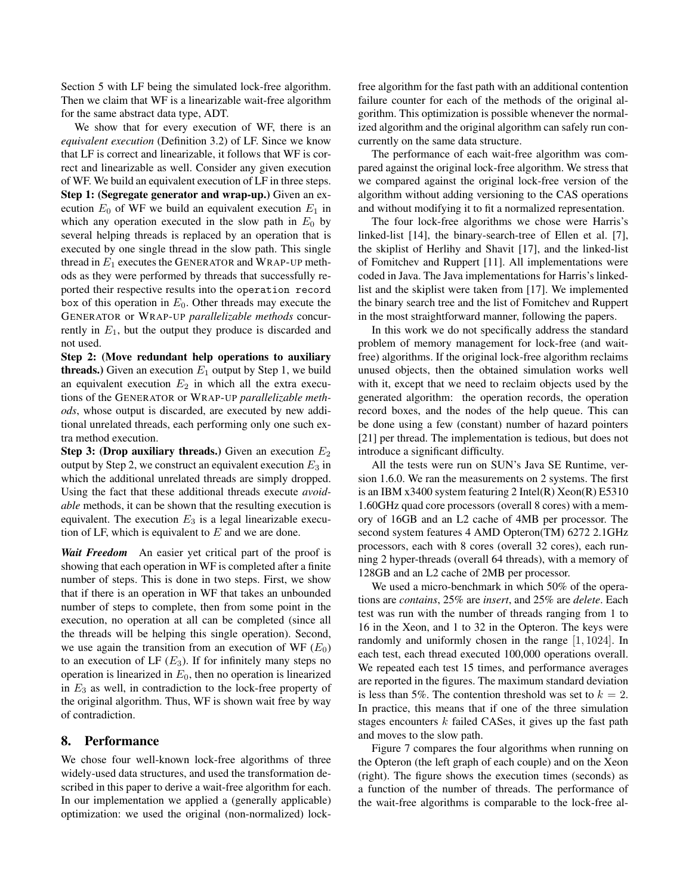Section 5 with LF being the simulated lock-free algorithm. Then we claim that WF is a linearizable wait-free algorithm for the same abstract data type, ADT.

We show that for every execution of WF, there is an *equivalent execution* (Definition 3.2) of LF. Since we know that LF is correct and linearizable, it follows that WF is correct and linearizable as well. Consider any given execution of WF. We build an equivalent execution of LF in three steps.

**Step 1: (Segregate generator and wrap-up.)** Given an execution $E_0$ of WF we build an equivalent execution $E_1$ in which any operation executed in the slow path in $E_0$ by several helping threads is replaced by an operation that is executed by one single thread in the slow path. This single thread in $E_1$ executes the GENERATOR and WRAP-UP methods as they were performed by threads that successfully reported their respective results into the `operation record box` of this operation in $E_0$. Other threads may execute the GENERATOR or WRAP-UP *parallelizable methods* concurrently in $E_1$, but the output they produce is discarded and not used.

**Step 2: (Move redundant help operations to auxiliary threads.)** Given an execution $E_1$ output by Step 1, we build an equivalent execution $E_2$ in which all the extra executions of the GENERATOR or WRAP-UP *parallelizable methods*, whose output is discarded, are executed by new additional unrelated threads, each performing only one such extra method execution.

**Step 3: (Drop auxiliary threads.)** Given an execution $E_2$ output by Step 2, we construct an equivalent execution $E_3$ in which the additional unrelated threads are simply dropped. Using the fact that these additional threads execute *avoidable* methods, it can be shown that the resulting execution is equivalent. The execution $E_3$ is a legal linearizable execution of LF, which is equivalent to $E$ and we are done.

***Wait Freedom*** An easier yet critical part of the proof is showing that each operation in WF is completed after a finite number of steps. This is done in two steps. First, we show that if there is an operation in WF that takes an unbounded number of steps to complete, then from some point in the execution, no operation at all can be completed (since all the threads will be helping this single operation). Second, we use again the transition from an execution of WF ($E_0$) to an execution of LF ($E_3$). If for infinitely many steps no operation is linearized in $E_0$, then no operation is linearized in $E_3$ as well, in contradiction to the lock-free property of the original algorithm. Thus, WF is shown wait free by way of contradiction.

## 8. Performance

We chose four well-known lock-free algorithms of three widely-used data structures, and used the transformation described in this paper to derive a wait-free algorithm for each. In our implementation we applied a (generally applicable) optimization: we used the original (non-normalized) lock-free algorithm for the fast path with an additional contention failure counter for each of the methods of the original algorithm. This optimization is possible whenever the normalized algorithm and the original algorithm can safely run concurrently on the same data structure.

The performance of each wait-free algorithm was compared against the original lock-free algorithm. We stress that we compared against the original lock-free version of the algorithm without adding versioning to the CAS operations and without modifying it to fit a normalized representation.

The four lock-free algorithms we chose were Harris's linked-list [14], the binary-search-tree of Ellen et al. [7], the skiplist of Herlihy and Shavit [17], and the linked-list of Fomitchev and Ruppert [11]. All implementations were coded in Java. The Java implementations for Harris's linked-list and the skiplist were taken from [17]. We implemented the binary search tree and the list of Fomitchev and Ruppert in the most straightforward manner, following the papers.

In this work we do not specifically address the standard problem of memory management for lock-free (and wait-free) algorithms. If the original lock-free algorithm reclaims unused objects, then the obtained simulation works well with it, except that we need to reclaim objects used by the generated algorithm: the operation records, the operation record boxes, and the nodes of the help queue. This can be done using a few (constant) number of hazard pointers [21] per thread. The implementation is tedious, but does not introduce a significant difficulty.

All the tests were run on SUN's Java SE Runtime, version 1.6.0. We ran the measurements on 2 systems. The first is an IBM x3400 system featuring 2 Intel(R) Xeon(R) E5310 1.60GHz quad core processors (overall 8 cores) with a memory of 16GB and an L2 cache of 4MB per processor. The second system features 4 AMD Opteron(TM) 6272 2.1GHz processors, each with 8 cores (overall 32 cores), each running 2 hyper-threads (overall 64 threads), with a memory of 128GB and an L2 cache of 2MB per processor.

We used a micro-benchmark in which 50% of the operations are *contains*, 25% are *insert*, and 25% are *delete*. Each test was run with the number of threads ranging from 1 to 16 in the Xeon, and 1 to 32 in the Opteron. The keys were randomly and uniformly chosen in the range $[1, 1024]$. In each test, each thread executed 100,000 operations overall. We repeated each test 15 times, and performance averages are reported in the figures. The maximum standard deviation is less than 5%. The contention threshold was set to $k = 2$. In practice, this means that if one of the three simulation stages encounters $k$ failed CASes, it gives up the fast path and moves to the slow path.

Figure 7 compares the four algorithms when running on the Opteron (the left graph of each couple) and on the Xeon (right). The figure shows the execution times (seconds) as a function of the number of threads. The performance of the wait-free algorithms is comparable to the lock-free al-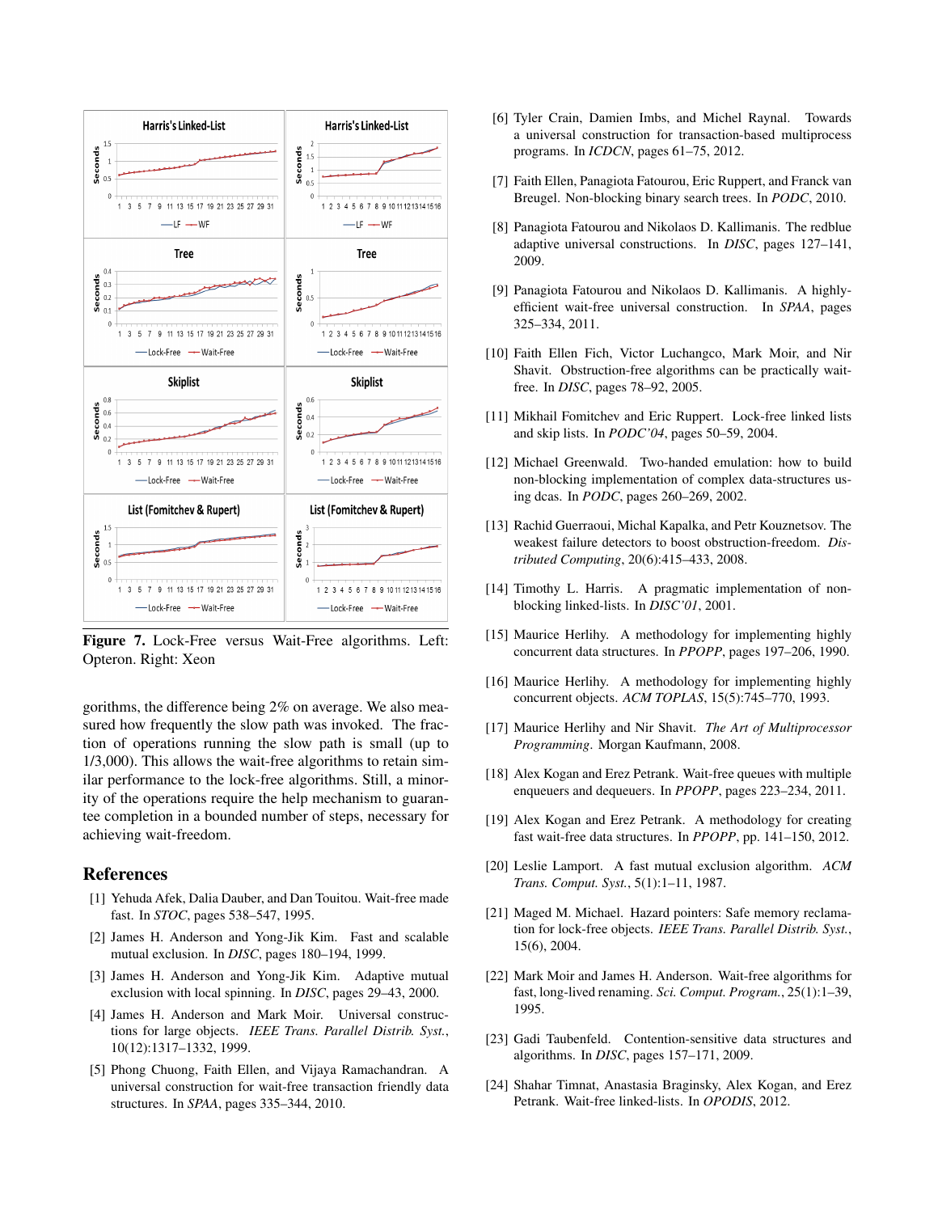Harris's Linked-List

Seconds

1.5
1
0.5
0

1 3 5 7 9 11 13 15 17 19 21 23 25 27 29 31

LF WF

Harris's Linked-List

Seconds

2
1.5
1
0.5
0

1 2 3 4 5 6 7 8 9 10 11 12 13 14 15 16

LF WF

Tree

Seconds

0.4
0.3
0.2
0.1
0

1 3 5 7 9 11 13 15 17 19 21 23 25 27 29 31

Lock-Free Wait-Free

Tree

Seconds

1
0.5
0

1 2 3 4 5 6 7 8 9 10 11 12 13 14 15 16

Lock-Free Wait-Free

Skiplist

Seconds

0.8
0.6
0.4
0.2
0

1 3 5 7 9 11 13 15 17 19 21 23 25 27 29 31

Lock-Free Wait-Free

Skiplist

Seconds

0.6
0.4
0.2
0

1 2 3 4 5 6 7 8 9 10 11 12 13 14 15 16

Lock-Free Wait-Free

List (Fomitchev & Rupert)

Seconds

1.5
1
0.5
0

1 3 5 7 9 11 13 15 17 19 21 23 25 27 29 31

Lock-Free Wait-Free

List (Fomitchev & Rupert)

Seconds

3
2
1
0

1 2 3 4 5 6 7 8 9 10 11 12 13 14 15 16

Lock-Free Wait-Free

**Figure 7.** Lock-Free versus Wait-Free algorithms. Left: Opteron. Right: Xeon

gorithms, the difference being 2% on average. We also measured how frequently the slow path was invoked. The fraction of operations running the slow path is small (up to 1/3,000). This allows the wait-free algorithms to retain similar performance to the lock-free algorithms. Still, a minority of the operations require the help mechanism to guarantee completion in a bounded number of steps, necessary for achieving wait-freedom.

## References

[1] Yehuda Afek, Dalia Dauber, and Dan Touitou. Wait-free made fast. In *STOC*, pages 538–547, 1995.

[2] James H. Anderson and Yong-Jik Kim. Fast and scalable mutual exclusion. In *DISC*, pages 180–194, 1999.

[3] James H. Anderson and Yong-Jik Kim. Adaptive mutual exclusion with local spinning. In *DISC*, pages 29–43, 2000.

[4] James H. Anderson and Mark Moir. Universal constructions for large objects. *IEEE Trans. Parallel Distrib. Syst.*, 10(12):1317–1332, 1999.

[5] Phong Chuong, Faith Ellen, and Vijaya Ramachandran. A universal construction for wait-free transaction friendly data structures. In *SPAA*, pages 335–344, 2010.

[6] Tyler Crain, Damien Imbs, and Michel Raynal. Towards a universal construction for transaction-based multiprocess programs. In *ICDCN*, pages 61–75, 2012.

[7] Faith Ellen, Panagiota Fatourou, Eric Ruppert, and Franck van Breugel. Non-blocking binary search trees. In *PODC*, 2010.

[8] Panagiota Fatourou and Nikolaos D. Kallimanis. The redblue adaptive universal constructions. In *DISC*, pages 127–141, 2009.

[9] Panagiota Fatourou and Nikolaos D. Kallimanis. A highly-efficient wait-free universal construction. In *SPAA*, pages 325–334, 2011.

[10] Faith Ellen Fich, Victor Luchangco, Mark Moir, and Nir Shavit. Obstruction-free algorithms can be practically wait-free. In *DISC*, pages 78–92, 2005.

[11] Mikhail Fomitchev and Eric Ruppert. Lock-free linked lists and skip lists. In *PODC'04*, pages 50–59, 2004.

[12] Michael Greenwald. Two-handed emulation: how to build non-blocking implementation of complex data-structures using dcas. In *PODC*, pages 260–269, 2002.

[13] Rachid Guerraoui, Michal Kapalka, and Petr Kouznetsov. The weakest failure detectors to boost obstruction-freedom. *Distributed Computing*, 20(6):415–433, 2008.

[14] Timothy L. Harris. A pragmatic implementation of non-blocking linked-lists. In *DISC'01*, 2001.

[15] Maurice Herlihy. A methodology for implementing highly concurrent data structures. In *PPOPP*, pages 197–206, 1990.

[16] Maurice Herlihy. A methodology for implementing highly concurrent objects. *ACM TOPLAS*, 15(5):745–770, 1993.

[17] Maurice Herlihy and Nir Shavit. *The Art of Multiprocessor Programming*. Morgan Kaufmann, 2008.

[18] Alex Kogan and Erez Petrank. Wait-free queues with multiple enqueuers and dequeuers. In *PPOPP*, pages 223–234, 2011.

[19] Alex Kogan and Erez Petrank. A methodology for creating fast wait-free data structures. In *PPOPP*, pp. 141–150, 2012.

[20] Leslie Lamport. A fast mutual exclusion algorithm. *ACM Trans. Comput. Syst.*, 5(1):1–11, 1987.

[21] Maged M. Michael. Hazard pointers: Safe memory reclamation for lock-free objects. *IEEE Trans. Parallel Distrib. Syst.*, 15(6), 2004.

[22] Mark Moir and James H. Anderson. Wait-free algorithms for fast, long-lived renaming. *Sci. Comput. Program.*, 25(1):1–39, 1995.

[23] Gadi Taubenfeld. Contention-sensitive data structures and algorithms. In *DISC*, pages 157–171, 2009.

[24] Shahar Timnat, Anastasia Braginsky, Alex Kogan, and Erez Petrank. Wait-free linked-lists. In *OPODIS*, 2012.